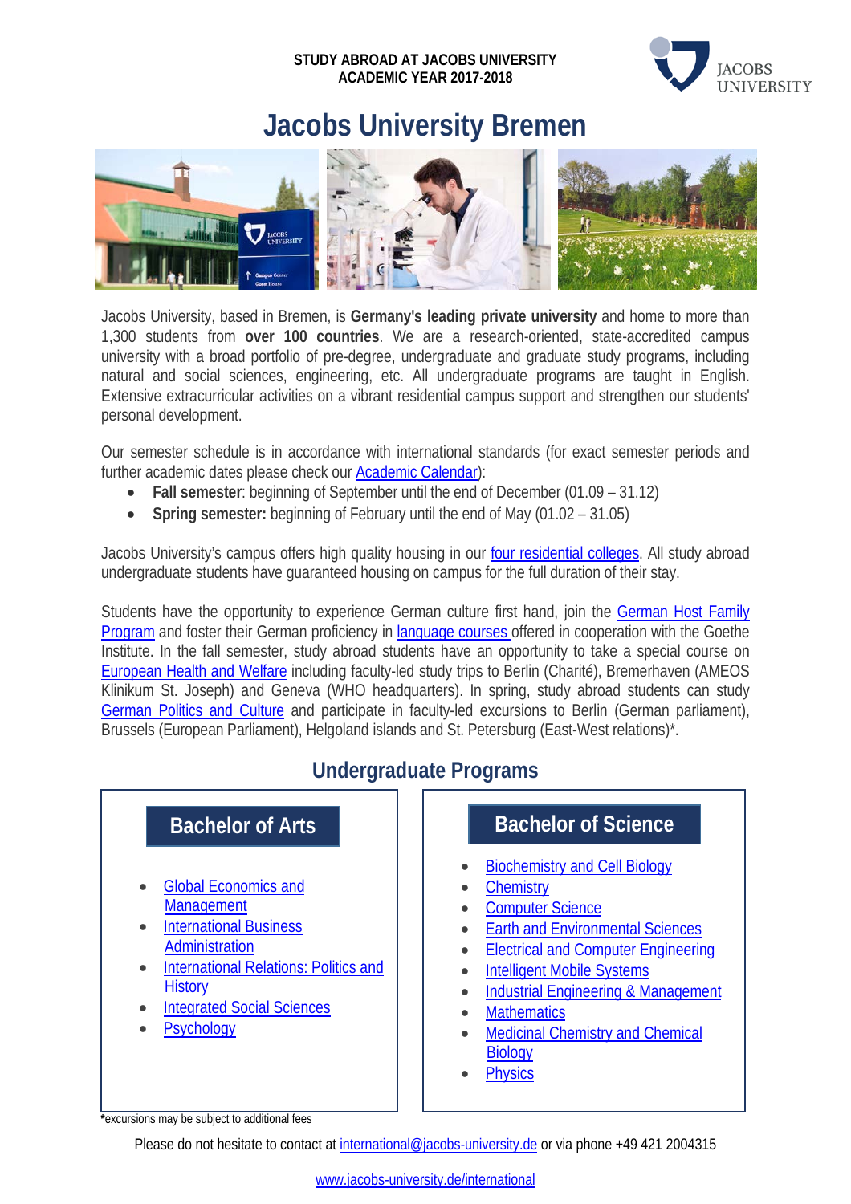**STUDY ABROAD AT JACOBS UNIVERSITY**
**ACADEMIC YEAR 2017-2018**

# Jacobs University Bremen

Jacobs University, based in Bremen, is **Germany's leading private university** and home to more than 1,300 students from **over 100 countries**. We are a research-oriented, state-accredited campus university with a broad portfolio of pre-degree, undergraduate and graduate study programs, including natural and social sciences, engineering, etc. All undergraduate programs are taught in English. Extensive extracurricular activities on a vibrant residential campus support and strengthen our students' personal development.

Our semester schedule is in accordance with international standards (for exact semester periods and further academic dates please check our Academic Calendar):

- **Fall semester**: beginning of September until the end of December (01.09 – 31.12)
- **Spring semester:** beginning of February until the end of May (01.02 – 31.05)

Jacobs University's campus offers high quality housing in our four residential colleges. All study abroad undergraduate students have guaranteed housing on campus for the full duration of their stay.

Students have the opportunity to experience German culture first hand, join the German Host Family Program and foster their German proficiency in language courses offered in cooperation with the Goethe Institute. In the fall semester, study abroad students have an opportunity to take a special course on European Health and Welfare including faculty-led study trips to Berlin (Charité), Bremerhaven (AMEOS Klinikum St. Joseph) and Geneva (WHO headquarters). In spring, study abroad students can study German Politics and Culture and participate in faculty-led excursions to Berlin (German parliament), Brussels (European Parliament), Helgoland islands and St. Petersburg (East-West relations)*.

## Undergraduate Programs

### Bachelor of Arts

- Global Economics and Management
- International Business Administration
- International Relations: Politics and History
- Integrated Social Sciences
- Psychology

### Bachelor of Science

- Biochemistry and Cell Biology
- Chemistry
- Computer Science
- Earth and Environmental Sciences
- Electrical and Computer Engineering
- Intelligent Mobile Systems
- Industrial Engineering & Management
- Mathematics
- Medicinal Chemistry and Chemical Biology
- Physics

***excursions may be subject to additional fees**

Please do not hesitate to contact at international@jacobs-university.de or via phone +49 421 2004315

www.jacobs-university.de/international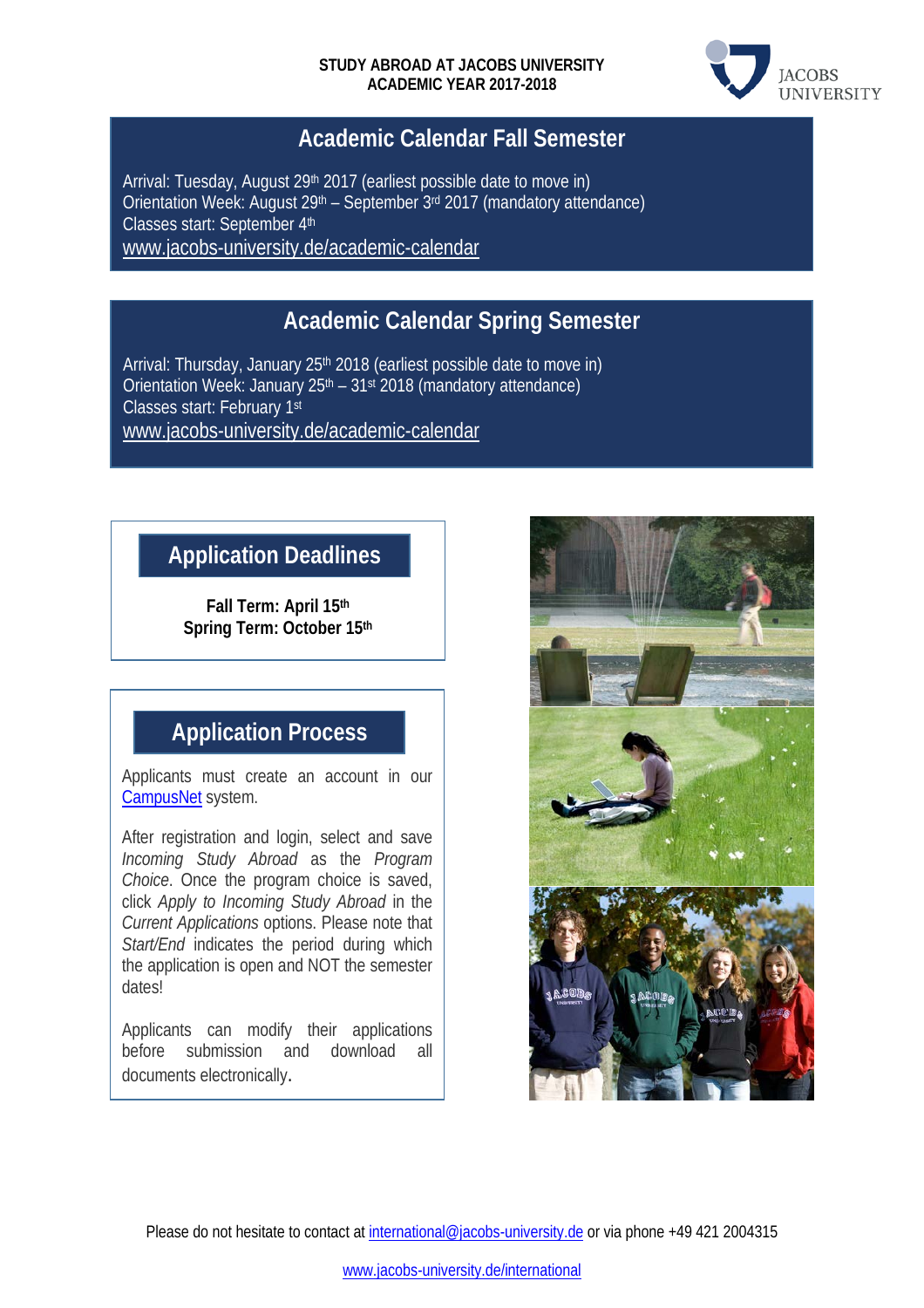**STUDY ABROAD AT JACOBS UNIVERSITY**
**ACADEMIC YEAR 2017-2018**

## Academic Calendar Fall Semester

Arrival: Tuesday, August 29th 2017 (earliest possible date to move in)
Orientation Week: August 29th – September 3rd 2017 (mandatory attendance)
Classes start: September 4th
www.jacobs-university.de/academic-calendar

## Academic Calendar Spring Semester

Arrival: Thursday, January 25th 2018 (earliest possible date to move in)
Orientation Week: January 25th – 31st 2018 (mandatory attendance)
Classes start: February 1st
www.jacobs-university.de/academic-calendar

## Application Deadlines

**Fall Term: April 15th**
**Spring Term: October 15th**

## Application Process

Applicants must create an account in our CampusNet system.

After registration and login, select and save *Incoming Study Abroad* as the *Program Choice*. Once the program choice is saved, click *Apply to Incoming Study Abroad* in the *Current Applications* options. Please note that *Start/End* indicates the period during which the application is open and NOT the semester dates!

Applicants can modify their applications before submission and download all documents electronically.

Please do not hesitate to contact at international@jacobs-university.de or via phone +49 421 2004315

www.jacobs-university.de/international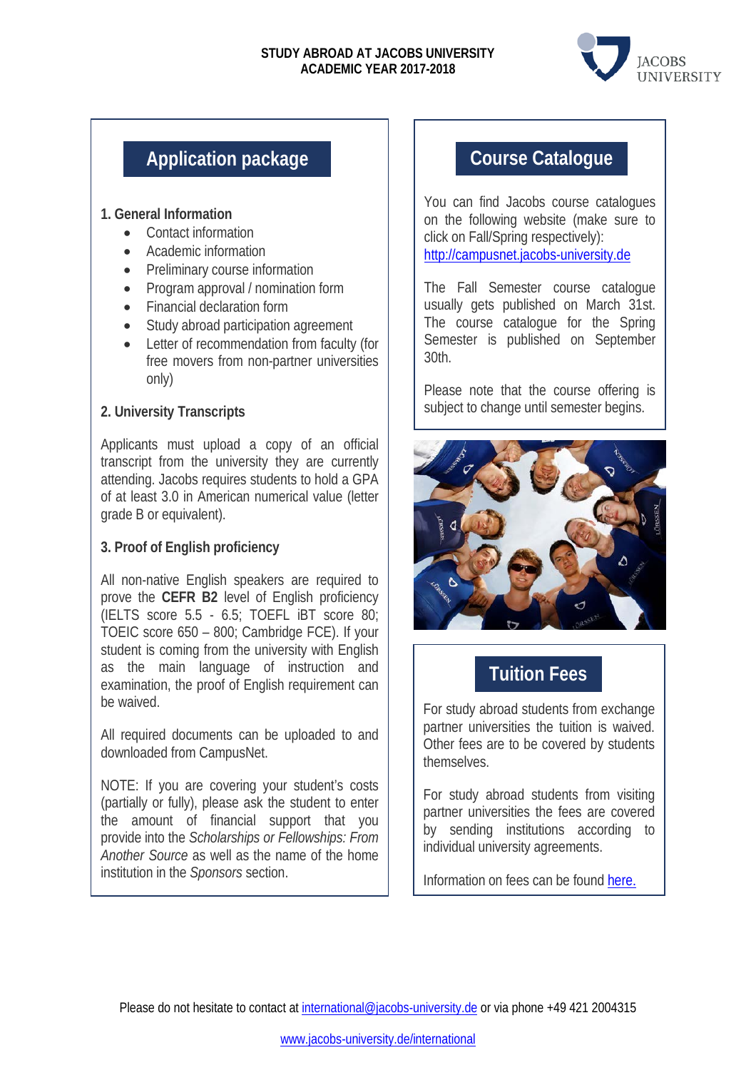**STUDY ABROAD AT JACOBS UNIVERSITY**
**ACADEMIC YEAR 2017-2018**

## Application package

**1. General Information**

- Contact information
- Academic information
- Preliminary course information
- Program approval / nomination form
- Financial declaration form
- Study abroad participation agreement
- Letter of recommendation from faculty (for free movers from non-partner universities only)

**2. University Transcripts**

Applicants must upload a copy of an official transcript from the university they are currently attending. Jacobs requires students to hold a GPA of at least 3.0 in American numerical value (letter grade B or equivalent).

**3. Proof of English proficiency**

All non-native English speakers are required to prove the **CEFR B2** level of English proficiency (IELTS score 5.5 - 6.5; TOEFL iBT score 80; TOEIC score 650 – 800; Cambridge FCE). If your student is coming from the university with English as the main language of instruction and examination, the proof of English requirement can be waived.

All required documents can be uploaded to and downloaded from CampusNet.

NOTE: If you are covering your student's costs (partially or fully), please ask the student to enter the amount of financial support that you provide into the *Scholarships or Fellowships: From Another Source* as well as the name of the home institution in the *Sponsors* section.

## Course Catalogue

You can find Jacobs course catalogues on the following website (make sure to click on Fall/Spring respectively): http://campusnet.jacobs-university.de

The Fall Semester course catalogue usually gets published on March 31st. The course catalogue for the Spring Semester is published on September 30th.

Please note that the course offering is subject to change until semester begins.

## Tuition Fees

For study abroad students from exchange partner universities the tuition is waived. Other fees are to be covered by students themselves.

For study abroad students from visiting partner universities the fees are covered by sending institutions according to individual university agreements.

Information on fees can be found here.

Please do not hesitate to contact at international@jacobs-university.de or via phone +49 421 2004315

www.jacobs-university.de/international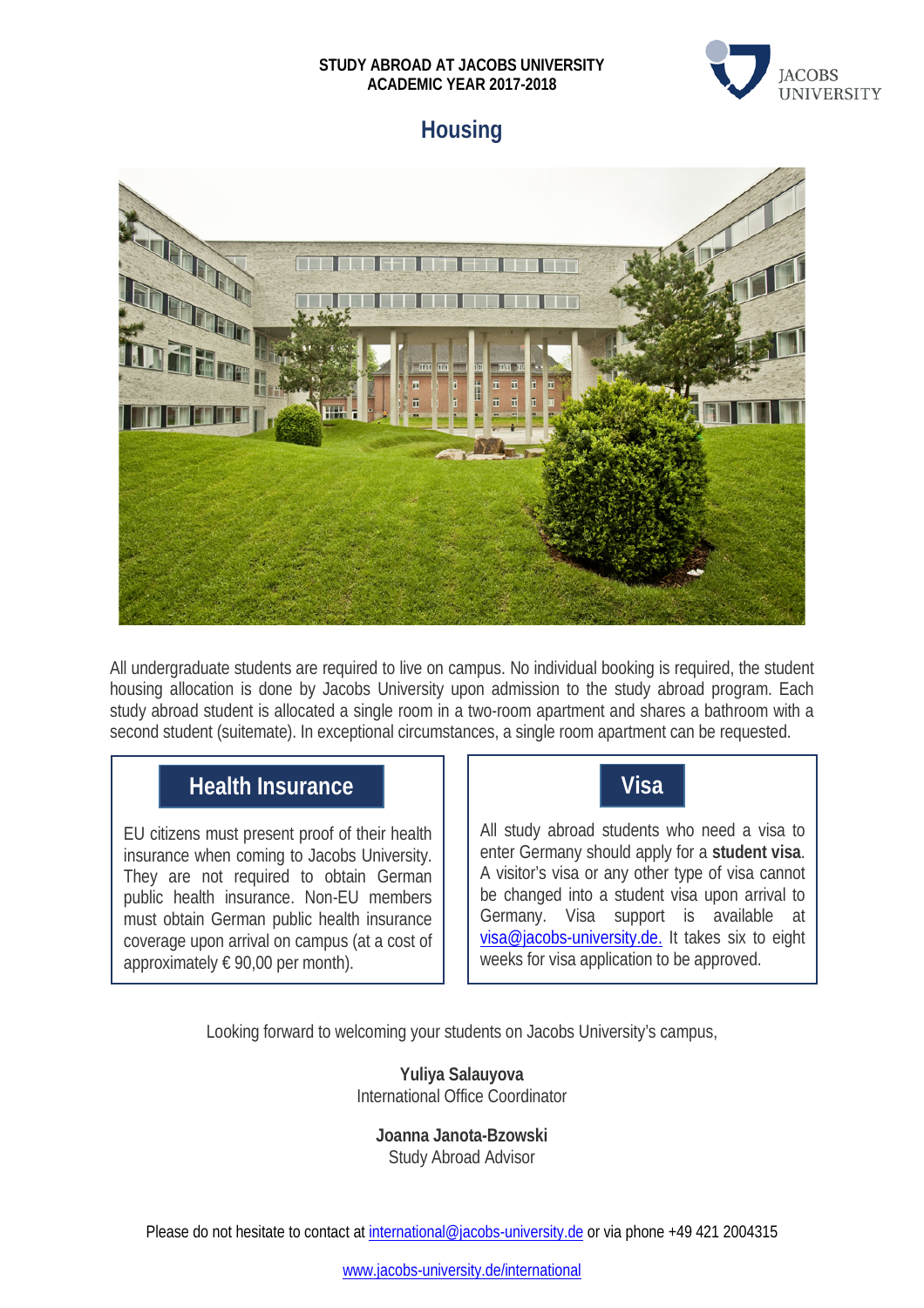# Housing

All undergraduate students are required to live on campus. No individual booking is required, the student housing allocation is done by Jacobs University upon admission to the study abroad program. Each study abroad student is allocated a single room in a two-room apartment and shares a bathroom with a second student (suitemate). In exceptional circumstances, a single room apartment can be requested.

## Health Insurance

EU citizens must present proof of their health insurance when coming to Jacobs University. They are not required to obtain German public health insurance. Non-EU members must obtain German public health insurance coverage upon arrival on campus (at a cost of approximately € 90,00 per month).

## Visa

All study abroad students who need a visa to enter Germany should apply for a **student visa**. A visitor's visa or any other type of visa cannot be changed into a student visa upon arrival to Germany. Visa support is available at visa@jacobs-university.de. It takes six to eight weeks for visa application to be approved.

Looking forward to welcoming your students on Jacobs University's campus,

**Yuliya Salauyova**
International Office Coordinator

**Joanna Janota-Bzowski**
Study Abroad Advisor

Please do not hesitate to contact at international@jacobs-university.de or via phone +49 421 2004315

www.jacobs-university.de/international